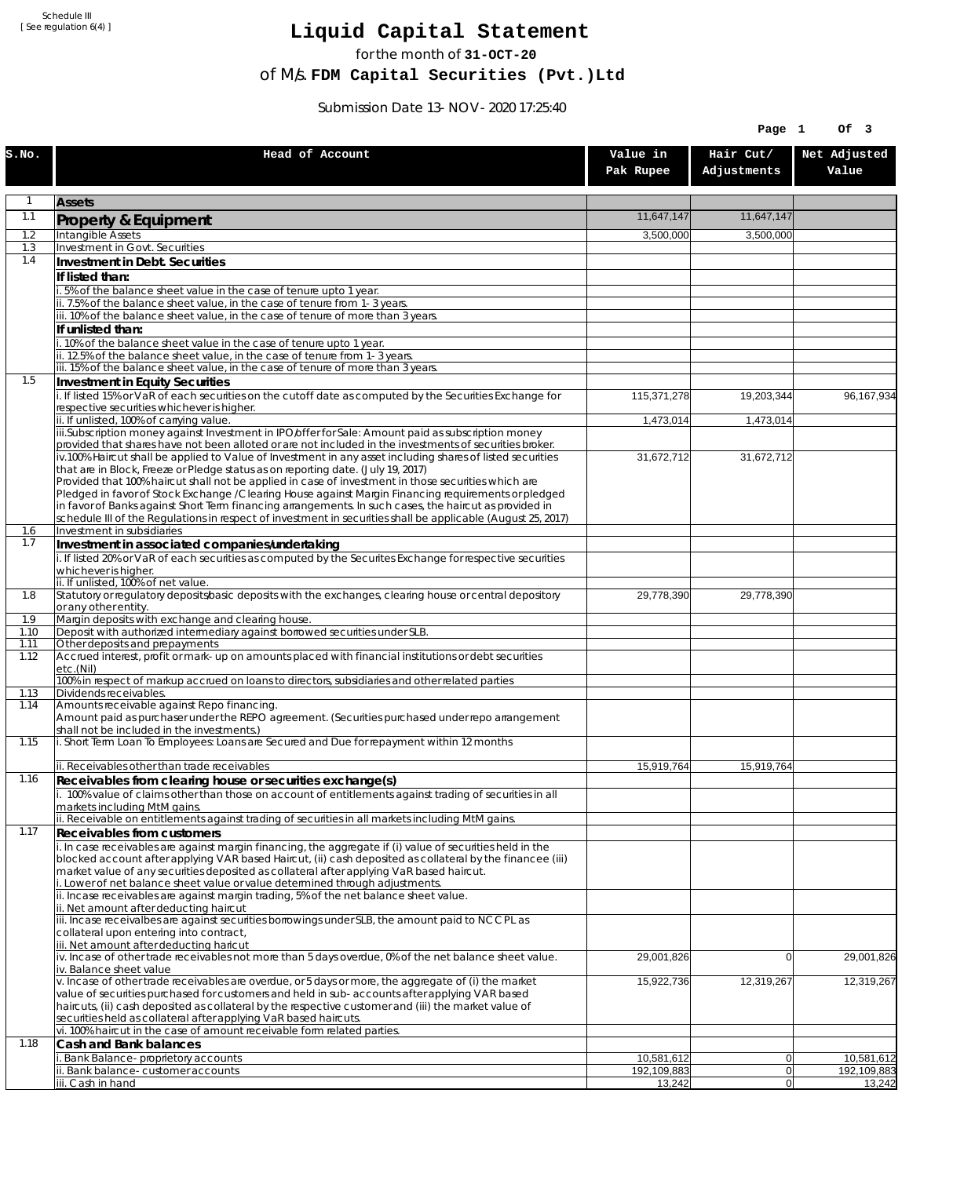Schedule III
[ See regulation 6(4) ]

# Liquid Capital Statement

for the month of **31-OCT-20**

of M/s. **FDM Capital Securities (Pvt.)Ltd**

Submission Date 13-NOV-2020 17:25:40

| S.No. | Head of Account | Value in Pak Rupee | Hair Cut/ Adjustments | Net Adjusted Value |
|---|---|---|---|---|
| 1 | **Assets** | | | |
| 1.1 | **Property & Equipment** | 11,647,147 | 11,647,147 | |
| 1.2 | Intangible Assets | 3,500,000 | 3,500,000 | |
| 1.3 | Investment in Govt. Securities | | | |
| 1.4 | **Investment in Debt. Securities** | | | |
| | **If listed than:** | | | |
| | i. 5% of the balance sheet value in the case of tenure upto 1 year. | | | |
| | ii. 7.5% of the balance sheet value, in the case of tenure from 1-3 years. | | | |
| | iii. 10% of the balance sheet value, in the case of tenure of more than 3 years. | | | |
| | **If unlisted than:** | | | |
| | i. 10% of the balance sheet value in the case of tenure upto 1 year. | | | |
| | ii. 12.5% of the balance sheet value, in the case of tenure from 1-3 years. | | | |
| | iii. 15% of the balance sheet value, in the case of tenure of more than 3 years. | | | |
| 1.5 | **Investment in Equity Securities** | | | |
| | i. If listed 15% or VaR of each securities on the cutoff date as computed by the Securities Exchange for respective securities whichever is higher. | 115,371,278 | 19,203,344 | 96,167,934 |
| | ii. If unlisted, 100% of carrying value. | 1,473,014 | 1,473,014 | |
| | iii.Subscription money against Investment in IPO/offer for Sale: Amount paid as subscription money provided that shares have not been alloted or are not included in the investments of securities broker. | | | |
| | iv.100% Haircut shall be applied to Value of Investment in any asset including shares of listed securities that are in Block, Freeze or Pledge status as on reporting date. (July 19, 2017) Provided that 100% haircut shall not be applied in case of investment in those securities which are Pledged in favor of Stock Exchange / Clearing House against Margin Financing requirements or pledged in favor of Banks against Short Term financing arrangements. In such cases, the haircut as provided in schedule III of the Regulations in respect of investment in securities shall be applicable (August 25, 2017) | 31,672,712 | 31,672,712 | |
| 1.6 | Investment in subsidiaries | | | |
| 1.7 | **Investment in associated companies/undertaking** | | | |
| | i. If listed 20% or VaR of each securities as computed by the Securites Exchange for respective securities whichever is higher. | | | |
| | ii. If unlisted, 100% of net value. | | | |
| 1.8 | Statutory or regulatory deposits/basic deposits with the exchanges, clearing house or central depository or any other entity. | 29,778,390 | 29,778,390 | |
| 1.9 | Margin deposits with exchange and clearing house. | | | |
| 1.10 | Deposit with authorized intermediary against borrowed securities under SLB. | | | |
| 1.11 | Other deposits and prepayments | | | |
| 1.12 | Accrued interest, profit or mark-up on amounts placed with financial institutions or debt securities etc.(Nil) | | | |
| | 100% in respect of markup accrued on loans to directors, subsidiaries and other related parties | | | |
| 1.13 | Dividends receivables. | | | |
| 1.14 | Amounts receivable against Repo financing. Amount paid as purchaser under the REPO agreement. (Securities purchased under repo arrangement shall not be included in the investments.) | | | |
| 1.15 | i. Short Term Loan To Employees: Loans are Secured and Due for repayment within 12 months | | | |
| | ii. Receivables other than trade receivables | 15,919,764 | 15,919,764 | |
| 1.16 | **Receivables from clearing house or securities exchange(s)** | | | |
| | i. 100% value of claims other than those on account of entitlements against trading of securities in all markets including MtM gains. | | | |
| | ii. Receivable on entitlements against trading of securities in all markets including MtM gains. | | | |
| 1.17 | **Receivables from customers** | | | |
| | i. In case receivables are against margin financing, the aggregate if (i) value of securities held in the blocked account after applying VAR based Haircut, (ii) cash deposited as collateral by the financee (iii) market value of any securities deposited as collateral after applying VaR based haircut.<br>i. Lower of net balance sheet value or value determined through adjustments. | | | |
| | ii. Incase receivables are against margin trading, 5% of the net balance sheet value.<br>ii. Net amount after deducting haircut | | | |
| | iii. Incase receivalbes are against securities borrowings under SLB, the amount paid to NCCPL as collateral upon entering into contract,<br>iii. Net amount after deducting haricut | | | |
| | iv. Incase of other trade receivables not more than 5 days overdue, 0% of the net balance sheet value.<br>iv. Balance sheet value | 29,001,826 | 0 | 29,001,826 |
| | v. Incase of other trade receivables are overdue, or 5 days or more, the aggregate of (i) the market value of securities purchased for customers and held in sub-accounts after applying VAR based haircuts, (ii) cash deposited as collateral by the respective customer and (iii) the market value of securities held as collateral after applying VaR based haircuts. | 15,922,736 | 12,319,267 | 12,319,267 |
| | vi. 100% haircut in the case of amount receivable form related parties. | | | |
| 1.18 | **Cash and Bank balances** | | | |
| | i. Bank Balance-proprietory accounts | 10,581,612 | 0 | 10,581,612 |
| | ii. Bank balance-customer accounts | 192,109,883 | 0 | 192,109,883 |
| | iii. Cash in hand | 13,242 | 0 | 13,242 |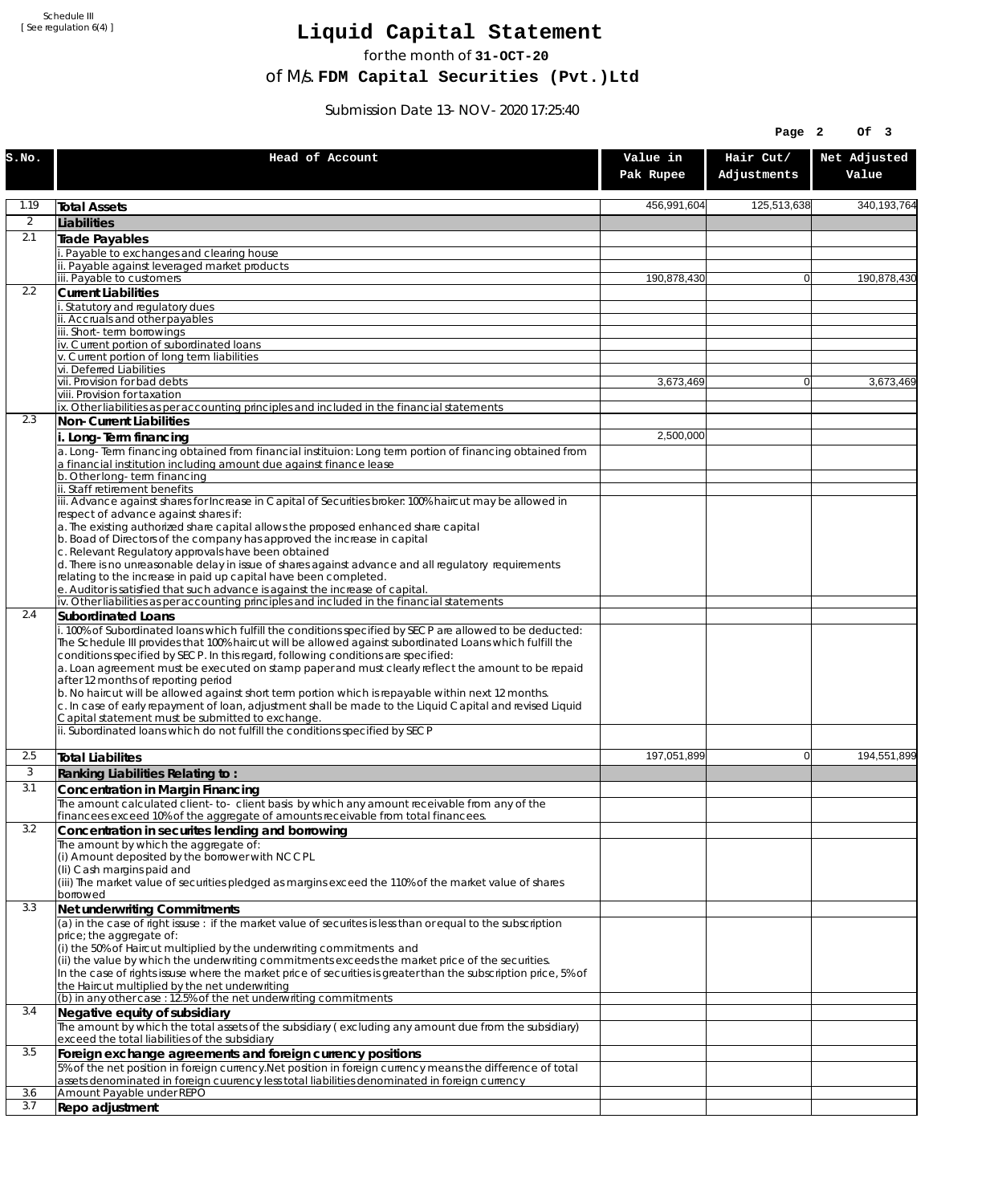Schedule III
[ See regulation 6(4) ]

# Liquid Capital Statement

for the month of **31-OCT-20**

of M/s. **FDM Capital Securities (Pvt.)Ltd**

Submission Date 13-NOV-2020 17:25:40

| S.No. | Head of Account | Value in Pak Rupee | Hair Cut/ Adjustments | Net Adjusted Value |
|---|---|---|---|---|
| 1.19 | **Total Assets** | 456,991,604 | 125,513,638 | 340,193,764 |
| 2 | **Liabilities** | | | |
| 2.1 | **Trade Payables** | | | |
| | i. Payable to exchanges and clearing house | | | |
| | ii. Payable against leveraged market products | | | |
| | iii. Payable to customers | 190,878,430 | 0 | 190,878,430 |
| 2.2 | **Current Liabilities** | | | |
| | i. Statutory and regulatory dues | | | |
| | ii. Accruals and other payables | | | |
| | iii. Short-term borrowings | | | |
| | iv. Current portion of subordinated loans | | | |
| | v. Current portion of long term liabilities | | | |
| | vi. Deferred Liabilities | | | |
| | vii. Provision for bad debts | 3,673,469 | 0 | 3,673,469 |
| | viii. Provision for taxation | | | |
| | ix. Other liabilities as per accounting principles and included in the financial statements | | | |
| 2.3 | **Non-Current Liabilities** | | | |
| | i. Long-Term financing | 2,500,000 | | |
| | a. Long-Term financing obtained from financial instituion: Long term portion of financing obtained from a financial institution including amount due against finance lease | | | |
| | b. Other long-term financing | | | |
| | ii. Staff retirement benefits | | | |
| | iii. Advance against shares for Increase in Capital of Securities broker: 100% haircut may be allowed in respect of advance against shares if:<br>a. The existing authorized share capital allows the proposed enhanced share capital<br>b. Boad of Directors of the company has approved the increase in capital<br>c. Relevant Regulatory approvals have been obtained<br>d. There is no unreasonable delay in issue of shares against advance and all regulatory requirements relating to the increase in paid up capital have been completed.<br>e. Auditor is satisfied that such advance is against the increase of capital. | | | |
| | iv. Other liabilities as per accounting principles and included in the financial statements | | | |
| 2.4 | **Subordinated Loans** | | | |
| | i. 100% of Subordinated loans which fulfill the conditions specified by SECP are allowed to be deducted: The Schedule III provides that 100% haircut will be allowed against subordinated Loans which fulfill the conditions specified by SECP. In this regard, following conditions are specified:<br>a. Loan agreement must be executed on stamp paper and must clearly reflect the amount to be repaid after 12 months of reporting period<br>b. No haircut will be allowed against short term portion which is repayable within next 12 months.<br>c. In case of early repayment of loan, adjustment shall be made to the Liquid Capital and revised Liquid Capital statement must be submitted to exchange. | | | |
| | ii. Subordinated loans which do not fulfill the conditions specified by SECP | | | |
| 2.5 | **Total Liabilites** | 197,051,899 | 0 | 194,551,899 |
| 3 | **Ranking Liabilities Relating to :** | | | |
| 3.1 | **Concentration in Margin Financing** | | | |
| | The amount calculated client-to- client basis by which any amount receivable from any of the financees exceed 10% of the aggregate of amounts receivable from total financees. | | | |
| 3.2 | **Concentration in securites lending and borrowing** | | | |
| | The amount by which the aggregate of:<br>(i) Amount deposited by the borrower with NCCPL<br>(Ii) Cash margins paid and<br>(iii) The market value of securities pledged as margins exceed the 110% of the market value of shares borrowed | | | |
| 3.3 | **Net underwriting Commitments** | | | |
| | (a) in the case of right issuse : if the market value of securites is less than or equal to the subscription price; the aggregate of:<br>(i) the 50% of Haircut multiplied by the underwriting commitments and<br>(ii) the value by which the underwriting commitments exceeds the market price of the securities.<br>In the case of rights issuse where the market price of securities is greater than the subscription price, 5% of the Haircut multiplied by the net underwriting | | | |
| | (b) in any other case : 12.5% of the net underwriting commitments | | | |
| 3.4 | **Negative equity of subsidiary** | | | |
| | The amount by which the total assets of the subsidiary ( excluding any amount due from the subsidiary) exceed the total liabilities of the subsidiary | | | |
| 3.5 | **Foreign exchange agreements and foreign currency positions** | | | |
| | 5% of the net position in foreign currency.Net position in foreign currency means the difference of total assets denominated in foreign cuurency less total liabilities denominated in foreign currency | | | |
| 3.6 | Amount Payable under REPO | | | |
| 3.7 | **Repo adjustment** | | | |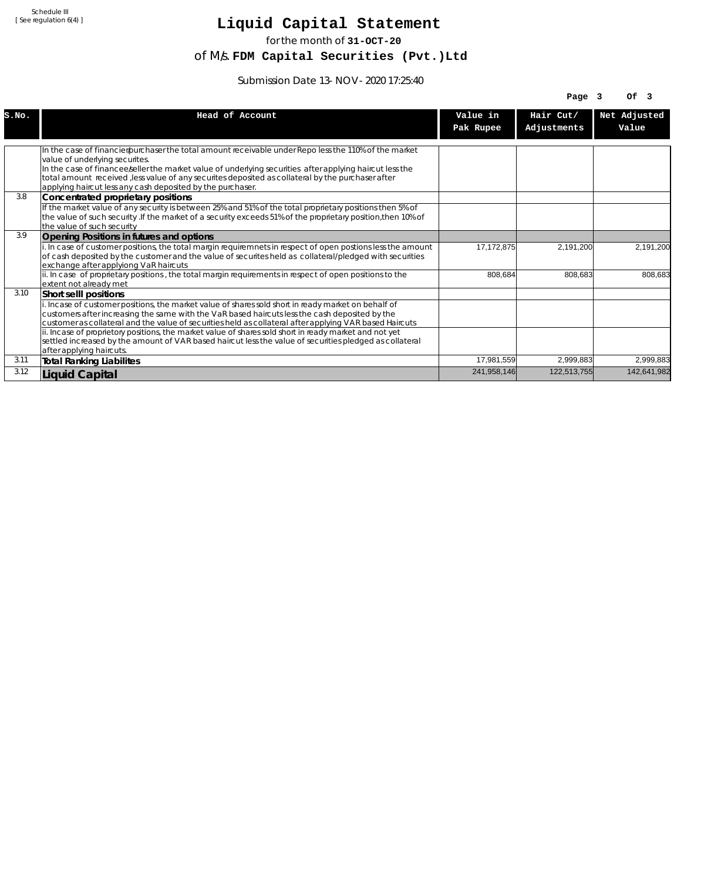Schedule III
[ See regulation 6(4) ]

# Liquid Capital Statement

for the month of **31-OCT-20**

of M/s. **FDM Capital Securities (Pvt.)Ltd**

Submission Date 13-NOV-2020 17:25:40

| S.No. | Head of Account | Value in Pak Rupee | Hair Cut/ Adjustments | Net Adjusted Value |
|---|---|---|---|---|
| | In the case of financier/purchaser the total amount receivable under Repo less the 110% of the market value of underlying securites. In the case of financee/seller the market value of underlying securities after applying haircut less the total amount received ,less value of any securites deposited as collateral by the purchaser after applying haircut less any cash deposited by the purchaser. | | | |
| 3.8 | **Concentrated proprietary positions** | | | |
| | If the market value of any security is between 25% and 51% of the total proprietary positions then 5% of the value of such security .If the market of a security exceeds 51% of the proprietary position,then 10% of the value of such security | | | |
| 3.9 | **Opening Positions in futures and options** | | | |
| | i. In case of customer positions, the total margin requiremnets in respect of open postions less the amount of cash deposited by the customer and the value of securites held as collateral/pledged with securities exchange after applyiong VaR haircuts | 17,172,875 | 2,191,200 | 2,191,200 |
| | ii. In case of proprietary positions , the total margin requirements in respect of open positions to the extent not already met | 808,684 | 808,683 | 808,683 |
| 3.10 | **Short selll positions** | | | |
| | i. Incase of customer positions, the market value of shares sold short in ready market on behalf of customers after increasing the same with the VaR based haircuts less the cash deposited by the customer as collateral and the value of securities held as collateral after applying VAR based Haircuts | | | |
| | ii. Incase of proprietory positions, the market value of shares sold short in ready market and not yet settled increased by the amount of VAR based haircut less the value of securities pledged as collateral after applying haircuts. | | | |
| 3.11 | **Total Ranking Liabilites** | 17,981,559 | 2,999,883 | 2,999,883 |
| 3.12 | **Liquid Capital** | 241,958,146 | 122,513,755 | 142,641,982 |